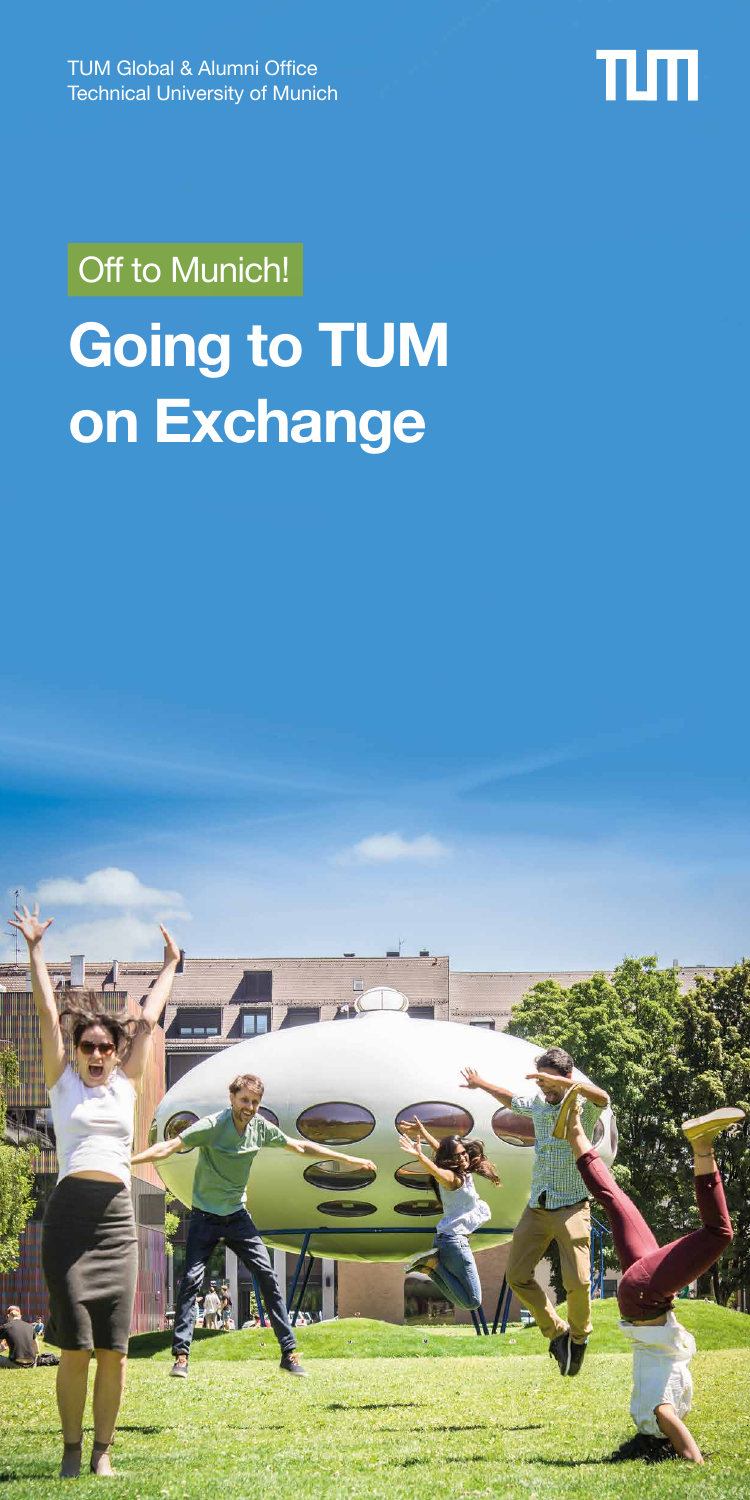TUM Global & Alumni Office
Technical University of Munich

Off to Munich!

# Going to TUM on Exchange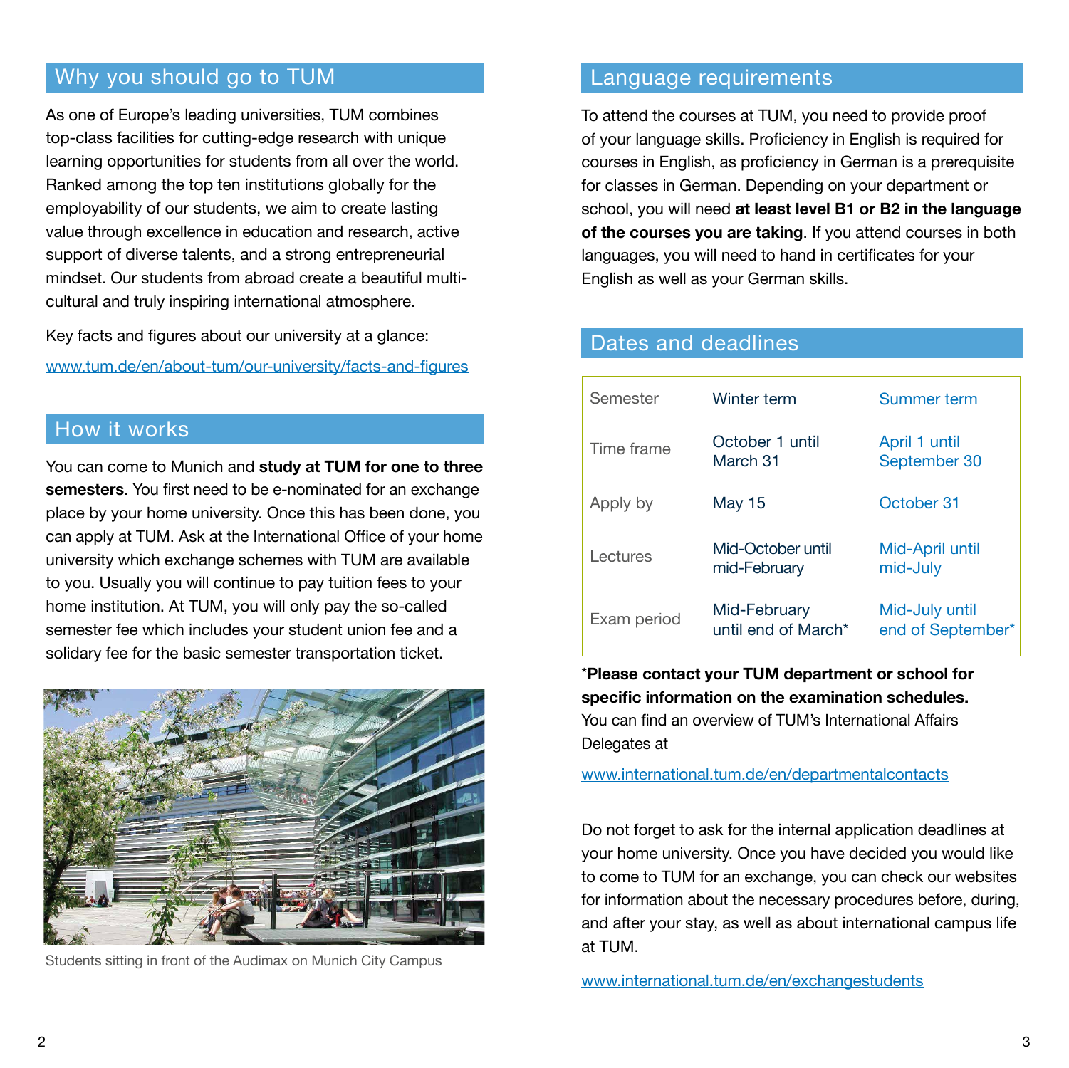## Why you should go to TUM

As one of Europe's leading universities, TUM combines top-class facilities for cutting-edge research with unique learning opportunities for students from all over the world. Ranked among the top ten institutions globally for the employability of our students, we aim to create lasting value through excellence in education and research, active support of diverse talents, and a strong entrepreneurial mindset. Our students from abroad create a beautiful multi-cultural and truly inspiring international atmosphere.

Key facts and figures about our university at a glance:

www.tum.de/en/about-tum/our-university/facts-and-figures

## How it works

You can come to Munich and **study at TUM for one to three semesters**. You first need to be e-nominated for an exchange place by your home university. Once this has been done, you can apply at TUM. Ask at the International Office of your home university which exchange schemes with TUM are available to you. Usually you will continue to pay tuition fees to your home institution. At TUM, you will only pay the so-called semester fee which includes your student union fee and a solidary fee for the basic semester transportation ticket.

Students sitting in front of the Audimax on Munich City Campus

## Language requirements

To attend the courses at TUM, you need to provide proof of your language skills. Proficiency in English is required for courses in English, as proficiency in German is a prerequisite for classes in German. Depending on your department or school, you will need **at least level B1 or B2 in the language of the courses you are taking**. If you attend courses in both languages, you will need to hand in certificates for your English as well as your German skills.

## Dates and deadlines

| Semester | Winter term | Summer term |
|---|---|---|
| Time frame | October 1 until March 31 | April 1 until September 30 |
| Apply by | May 15 | October 31 |
| Lectures | Mid-October until mid-February | Mid-April until mid-July |
| Exam period | Mid-February until end of March* | Mid-July until end of September* |

***Please contact your TUM department or school for specific information on the examination schedules.** You can find an overview of TUM's International Affairs Delegates at

www.international.tum.de/en/departmentalcontacts

Do not forget to ask for the internal application deadlines at your home university. Once you have decided you would like to come to TUM for an exchange, you can check our websites for information about the necessary procedures before, during, and after your stay, as well as about international campus life at TUM.

www.international.tum.de/en/exchangestudents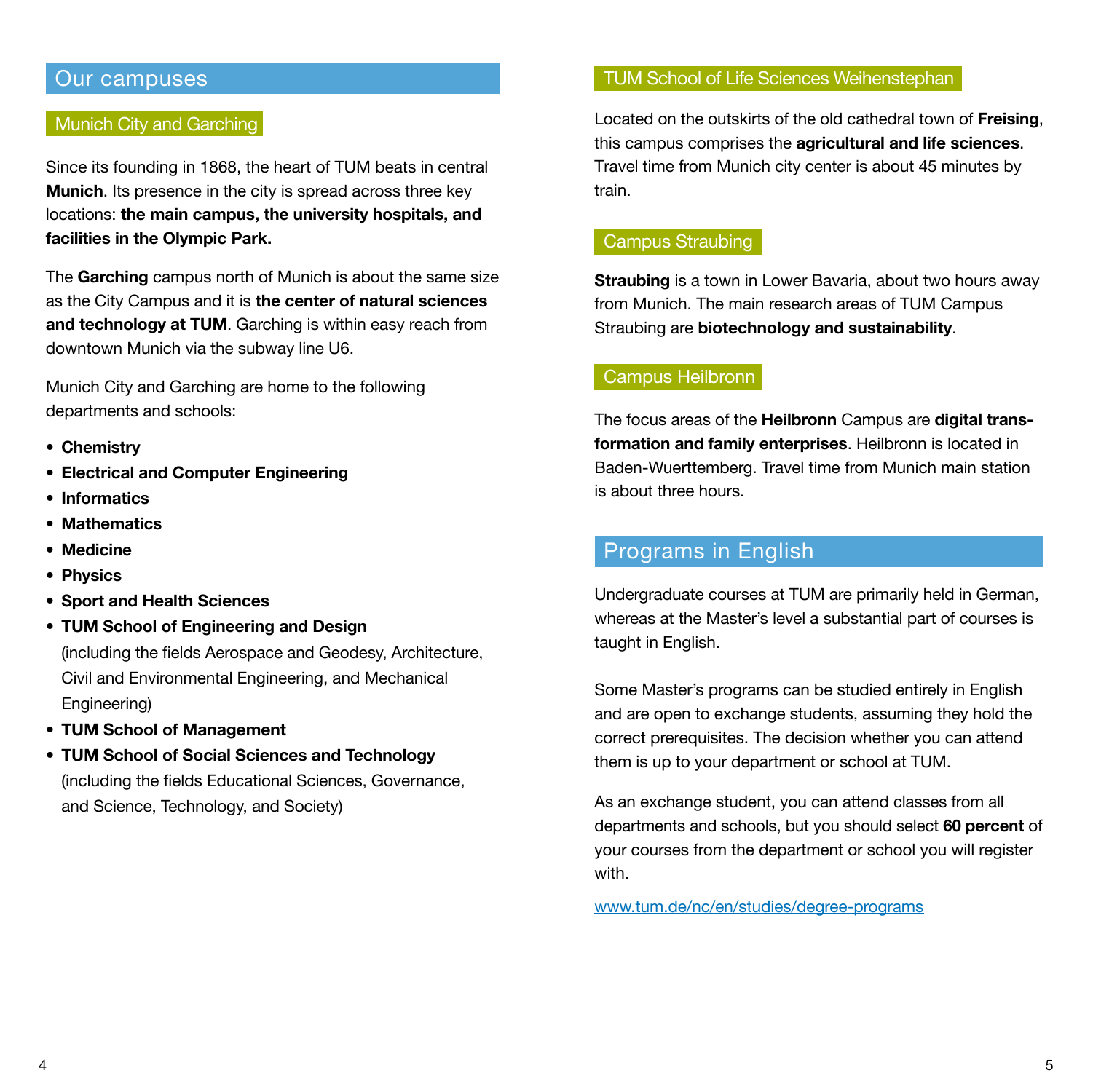## Our campuses

### Munich City and Garching

Since its founding in 1868, the heart of TUM beats in central **Munich**. Its presence in the city is spread across three key locations: **the main campus, the university hospitals, and facilities in the Olympic Park.**

The **Garching** campus north of Munich is about the same size as the City Campus and it is **the center of natural sciences and technology at TUM**. Garching is within easy reach from downtown Munich via the subway line U6.

Munich City and Garching are home to the following departments and schools:

- **Chemistry**
- **Electrical and Computer Engineering**
- **Informatics**
- **Mathematics**
- **Medicine**
- **Physics**
- **Sport and Health Sciences**
- **TUM School of Engineering and Design** (including the fields Aerospace and Geodesy, Architecture, Civil and Environmental Engineering, and Mechanical Engineering)
- **TUM School of Management**
- **TUM School of Social Sciences and Technology** (including the fields Educational Sciences, Governance, and Science, Technology, and Society)

### TUM School of Life Sciences Weihenstephan

Located on the outskirts of the old cathedral town of **Freising**, this campus comprises the **agricultural and life sciences**. Travel time from Munich city center is about 45 minutes by train.

### Campus Straubing

**Straubing** is a town in Lower Bavaria, about two hours away from Munich. The main research areas of TUM Campus Straubing are **biotechnology and sustainability**.

### Campus Heilbronn

The focus areas of the **Heilbronn** Campus are **digital transformation and family enterprises**. Heilbronn is located in Baden-Wuerttemberg. Travel time from Munich main station is about three hours.

## Programs in English

Undergraduate courses at TUM are primarily held in German, whereas at the Master's level a substantial part of courses is taught in English.

Some Master's programs can be studied entirely in English and are open to exchange students, assuming they hold the correct prerequisites. The decision whether you can attend them is up to your department or school at TUM.

As an exchange student, you can attend classes from all departments and schools, but you should select **60 percent** of your courses from the department or school you will register with.

www.tum.de/nc/en/studies/degree-programs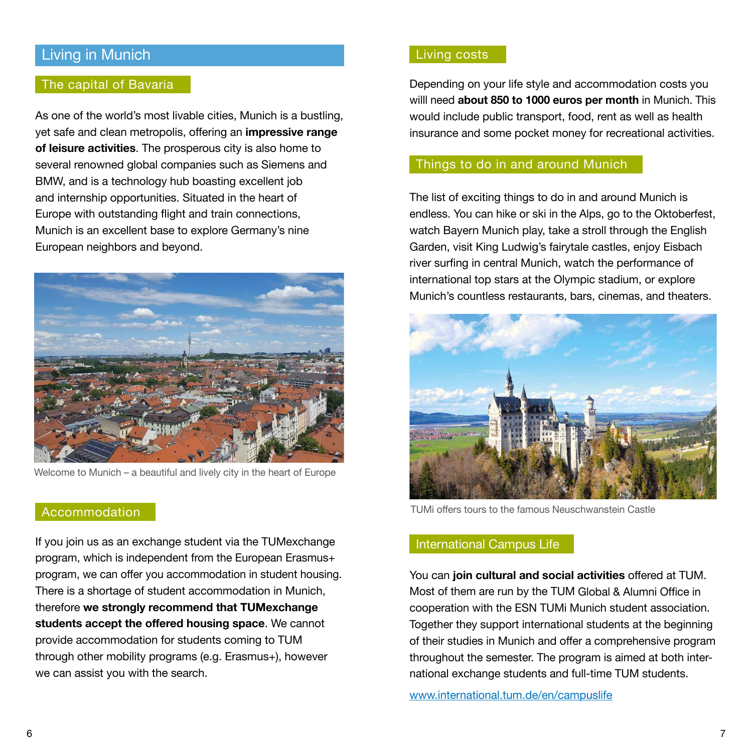## Living in Munich

### The capital of Bavaria

As one of the world's most livable cities, Munich is a bustling, yet safe and clean metropolis, offering an **impressive range of leisure activities**. The prosperous city is also home to several renowned global companies such as Siemens and BMW, and is a technology hub boasting excellent job and internship opportunities. Situated in the heart of Europe with outstanding flight and train connections, Munich is an excellent base to explore Germany's nine European neighbors and beyond.

Welcome to Munich – a beautiful and lively city in the heart of Europe

### Accommodation

If you join us as an exchange student via the TUMexchange program, which is independent from the European Erasmus+ program, we can offer you accommodation in student housing. There is a shortage of student accommodation in Munich, therefore **we strongly recommend that TUMexchange students accept the offered housing space**. We cannot provide accommodation for students coming to TUM through other mobility programs (e.g. Erasmus+), however we can assist you with the search.

### Living costs

Depending on your life style and accommodation costs you willl need **about 850 to 1000 euros per month** in Munich. This would include public transport, food, rent as well as health insurance and some pocket money for recreational activities.

### Things to do in and around Munich

The list of exciting things to do in and around Munich is endless. You can hike or ski in the Alps, go to the Oktoberfest, watch Bayern Munich play, take a stroll through the English Garden, visit King Ludwig's fairytale castles, enjoy Eisbach river surfing in central Munich, watch the performance of international top stars at the Olympic stadium, or explore Munich's countless restaurants, bars, cinemas, and theaters.

TUMi offers tours to the famous Neuschwanstein Castle

### International Campus Life

You can **join cultural and social activities** offered at TUM. Most of them are run by the TUM Global & Alumni Office in cooperation with the ESN TUMi Munich student association. Together they support international students at the beginning of their studies in Munich and offer a comprehensive program throughout the semester. The program is aimed at both international exchange students and full-time TUM students.

www.international.tum.de/en/campuslife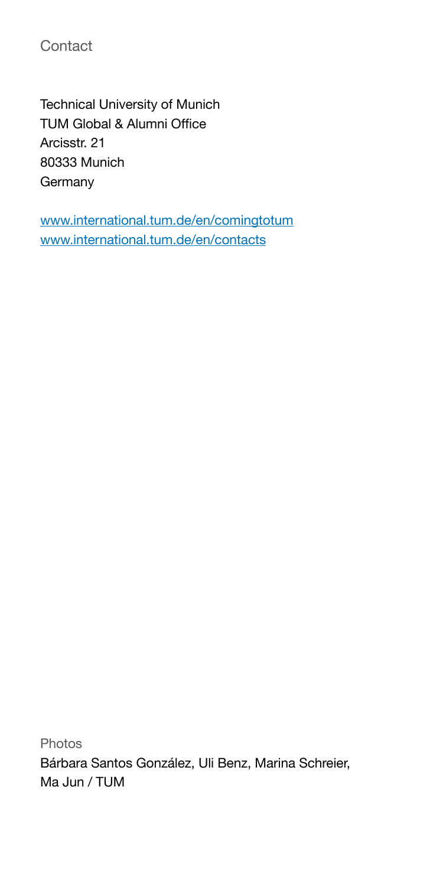## Contact

Technical University of Munich
TUM Global & Alumni Office
Arcisstr. 21
80333 Munich
Germany

www.international.tum.de/en/comingtotum
www.international.tum.de/en/contacts

Photos

Bárbara Santos González, Uli Benz, Marina Schreier, Ma Jun / TUM